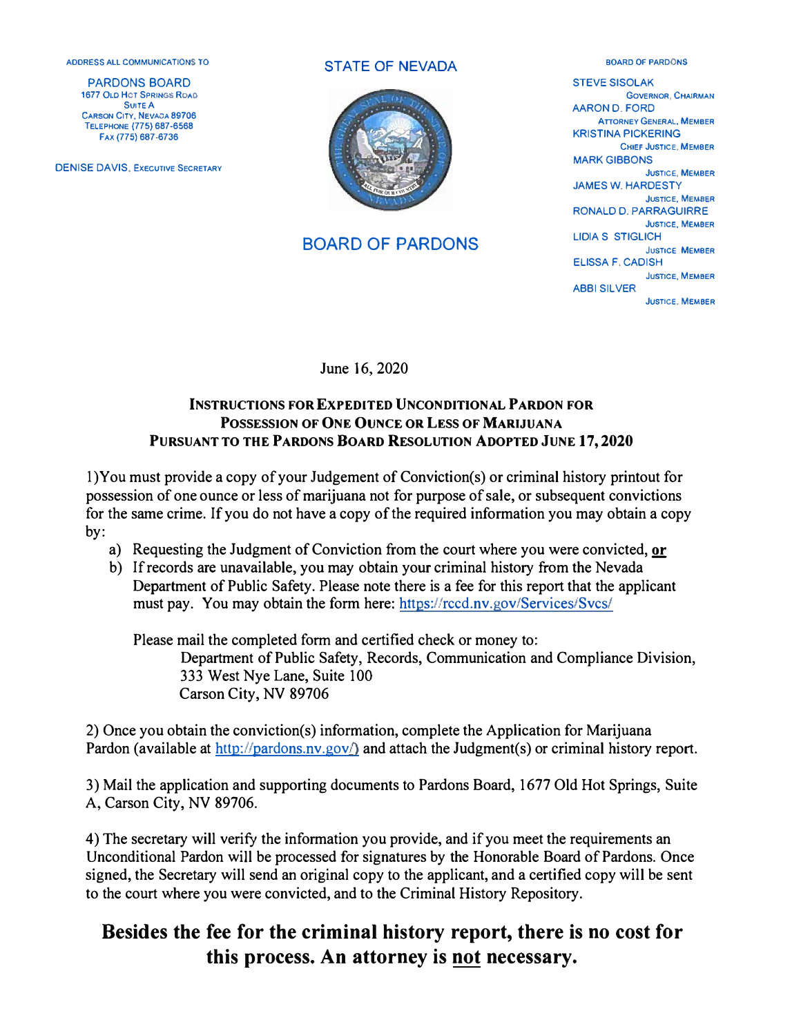ADDRESS ALL COMMUNICATIONS TO

PARDONS BOARD
1677 OLD HOT SPRINGS ROAD
SUITE A
CARSON CITY, NEVADA 89706
TELEPHONE (775) 687-6568
FAX (775) 687-6736

DENISE DAVIS, EXECUTIVE SECRETARY

# STATE OF NEVADA

# BOARD OF PARDONS

BOARD OF PARDONS

STEVE SISOLAK
GOVERNOR, CHAIRMAN
AARON D. FORD
ATTORNEY GENERAL, MEMBER
KRISTINA PICKERING
CHIEF JUSTICE, MEMBER
MARK GIBBONS
JUSTICE, MEMBER
JAMES W. HARDESTY
JUSTICE, MEMBER
RONALD D. PARRAGUIRRE
JUSTICE, MEMBER
LIDIA S STIGLICH
JUSTICE MEMBER
ELISSA F. CADISH
JUSTICE, MEMBER
ABBI SILVER
JUSTICE, MEMBER

June 16, 2020

## INSTRUCTIONS FOR EXPEDITED UNCONDITIONAL PARDON FOR POSSESSION OF ONE OUNCE OR LESS OF MARIJUANA PURSUANT TO THE PARDONS BOARD RESOLUTION ADOPTED JUNE 17, 2020

1)You must provide a copy of your Judgement of Conviction(s) or criminal history printout for possession of one ounce or less of marijuana not for purpose of sale, or subsequent convictions for the same crime. If you do not have a copy of the required information you may obtain a copy by:

a) Requesting the Judgment of Conviction from the court where you were convicted, **or**
b) If records are unavailable, you may obtain your criminal history from the Nevada Department of Public Safety. Please note there is a fee for this report that the applicant must pay. You may obtain the form here: https://rccd.nv.gov/Services/Svcs/

Please mail the completed form and certified check or money to:
Department of Public Safety, Records, Communication and Compliance Division,
333 West Nye Lane, Suite 100
Carson City, NV 89706

2) Once you obtain the conviction(s) information, complete the Application for Marijuana Pardon (available at http://pardons.nv.gov/) and attach the Judgment(s) or criminal history report.

3) Mail the application and supporting documents to Pardons Board, 1677 Old Hot Springs, Suite A, Carson City, NV 89706.

4) The secretary will verify the information you provide, and if you meet the requirements an Unconditional Pardon will be processed for signatures by the Honorable Board of Pardons. Once signed, the Secretary will send an original copy to the applicant, and a certified copy will be sent to the court where you were convicted, and to the Criminal History Repository.

**Besides the fee for the criminal history report, there is no cost for this process. An attorney is <u>not</u> necessary.**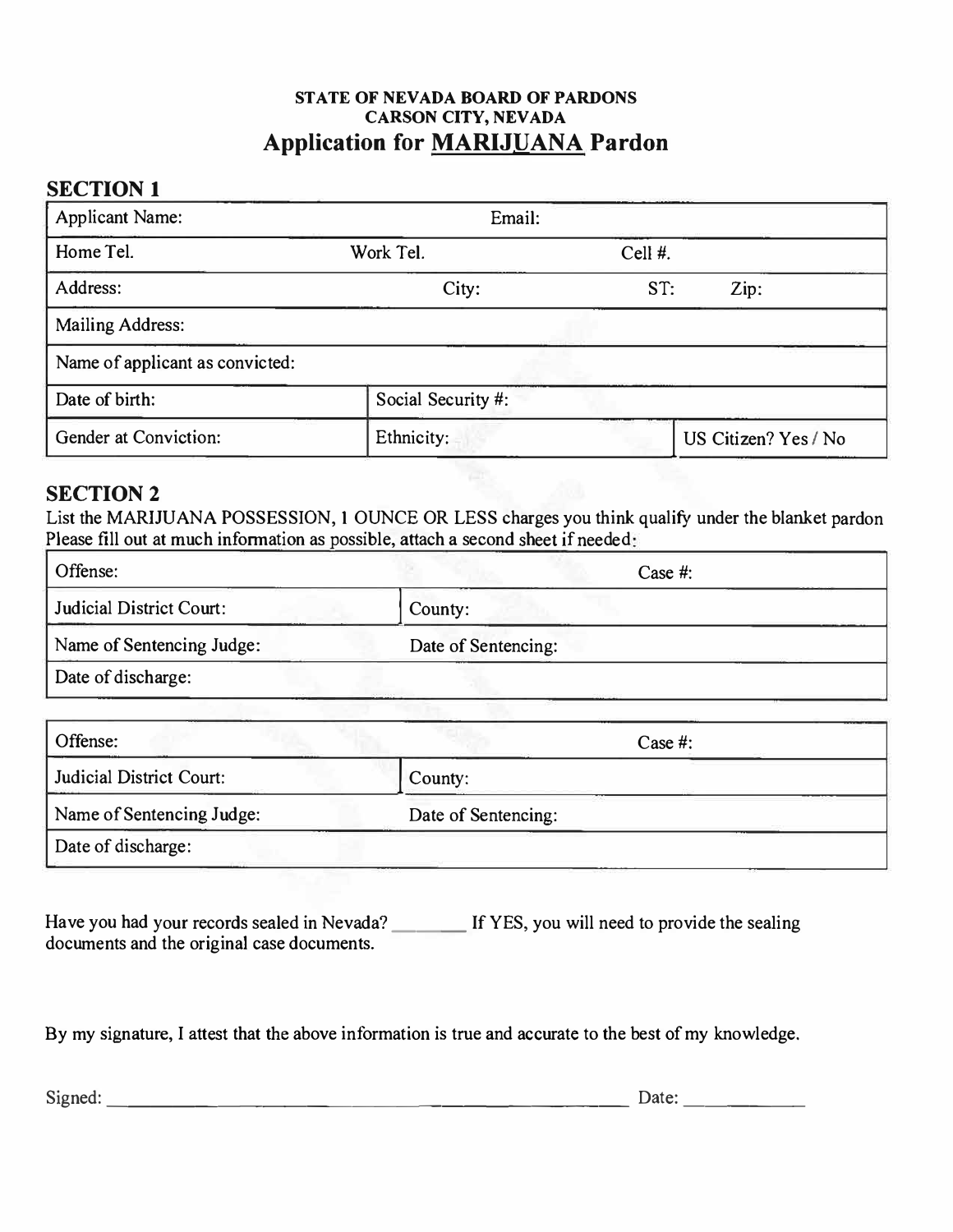**STATE OF NEVADA BOARD OF PARDONS**
**CARSON CITY, NEVADA**

# Application for MARIJUANA Pardon

## SECTION 1

| | | | |
|---|---|---|---|
| Applicant Name: | | Email: | |
| Home Tel. | Work Tel. | Cell #. | |
| Address: | City: | ST: | Zip: |
| Mailing Address: | | | |
| Name of applicant as convicted: | | | |
| Date of birth: | Social Security #: | | |
| Gender at Conviction: | Ethnicity: | US Citizen? Yes / No | |

## SECTION 2

List the MARIJUANA POSSESSION, 1 OUNCE OR LESS charges you think qualify under the blanket pardon
Please fill out at much information as possible, attach a second sheet if needed:

| | |
|---|---|
| Offense: | Case #: |
| Judicial District Court: | County: |
| Name of Sentencing Judge: | Date of Sentencing: |
| Date of discharge: | |

| | |
|---|---|
| Offense: | Case #: |
| Judicial District Court: | County: |
| Name of Sentencing Judge: | Date of Sentencing: |
| Date of discharge: | |

Have you had your records sealed in Nevada? ________ If YES, you will need to provide the sealing documents and the original case documents.

By my signature, I attest that the above information is true and accurate to the best of my knowledge.

Signed: ________________________________________________ Date: ____________